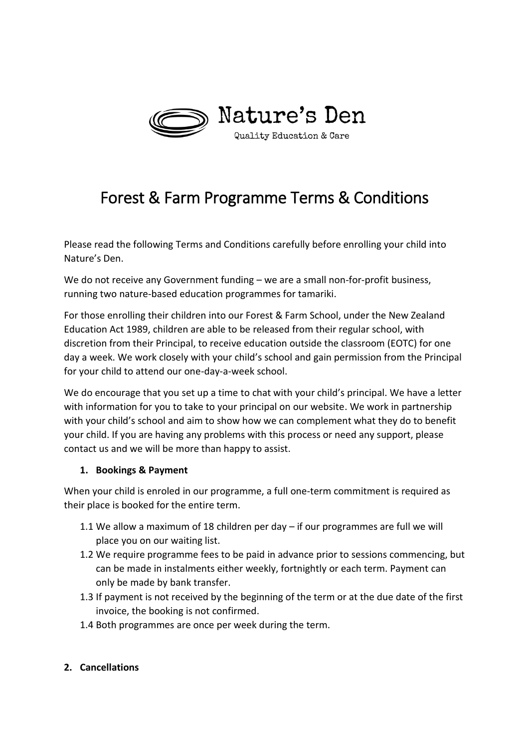Nature's Den

Quality Education & Care

# Forest & Farm Programme Terms & Conditions

Please read the following Terms and Conditions carefully before enrolling your child into Nature's Den.

We do not receive any Government funding – we are a small non-for-profit business, running two nature-based education programmes for tamariki.

For those enrolling their children into our Forest & Farm School, under the New Zealand Education Act 1989, children are able to be released from their regular school, with discretion from their Principal, to receive education outside the classroom (EOTC) for one day a week. We work closely with your child's school and gain permission from the Principal for your child to attend our one-day-a-week school.

We do encourage that you set up a time to chat with your child's principal. We have a letter with information for you to take to your principal on our website. We work in partnership with your child's school and aim to show how we can complement what they do to benefit your child. If you are having any problems with this process or need any support, please contact us and we will be more than happy to assist.

**1. Bookings & Payment**

When your child is enroled in our programme, a full one-term commitment is required as their place is booked for the entire term.

1.1 We allow a maximum of 18 children per day – if our programmes are full we will place you on our waiting list.

1.2 We require programme fees to be paid in advance prior to sessions commencing, but can be made in instalments either weekly, fortnightly or each term. Payment can only be made by bank transfer.

1.3 If payment is not received by the beginning of the term or at the due date of the first invoice, the booking is not confirmed.

1.4 Both programmes are once per week during the term.

**2. Cancellations**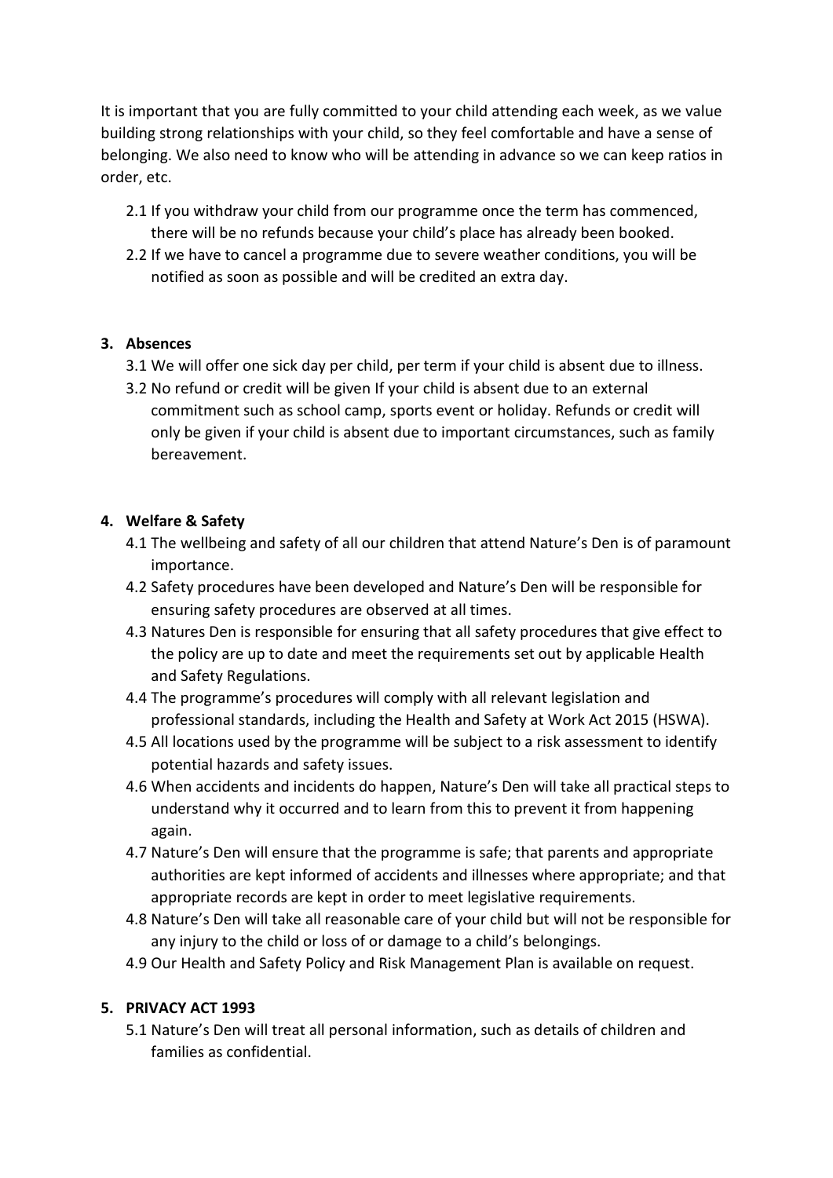It is important that you are fully committed to your child attending each week, as we value building strong relationships with your child, so they feel comfortable and have a sense of belonging. We also need to know who will be attending in advance so we can keep ratios in order, etc.

2.1 If you withdraw your child from our programme once the term has commenced, there will be no refunds because your child's place has already been booked.

2.2 If we have to cancel a programme due to severe weather conditions, you will be notified as soon as possible and will be credited an extra day.

**3. Absences**

3.1 We will offer one sick day per child, per term if your child is absent due to illness.

3.2 No refund or credit will be given If your child is absent due to an external commitment such as school camp, sports event or holiday. Refunds or credit will only be given if your child is absent due to important circumstances, such as family bereavement.

**4. Welfare & Safety**

4.1 The wellbeing and safety of all our children that attend Nature's Den is of paramount importance.

4.2 Safety procedures have been developed and Nature's Den will be responsible for ensuring safety procedures are observed at all times.

4.3 Natures Den is responsible for ensuring that all safety procedures that give effect to the policy are up to date and meet the requirements set out by applicable Health and Safety Regulations.

4.4 The programme's procedures will comply with all relevant legislation and professional standards, including the Health and Safety at Work Act 2015 (HSWA).

4.5 All locations used by the programme will be subject to a risk assessment to identify potential hazards and safety issues.

4.6 When accidents and incidents do happen, Nature's Den will take all practical steps to understand why it occurred and to learn from this to prevent it from happening again.

4.7 Nature's Den will ensure that the programme is safe; that parents and appropriate authorities are kept informed of accidents and illnesses where appropriate; and that appropriate records are kept in order to meet legislative requirements.

4.8 Nature's Den will take all reasonable care of your child but will not be responsible for any injury to the child or loss of or damage to a child's belongings.

4.9 Our Health and Safety Policy and Risk Management Plan is available on request.

**5. PRIVACY ACT 1993**

5.1 Nature's Den will treat all personal information, such as details of children and families as confidential.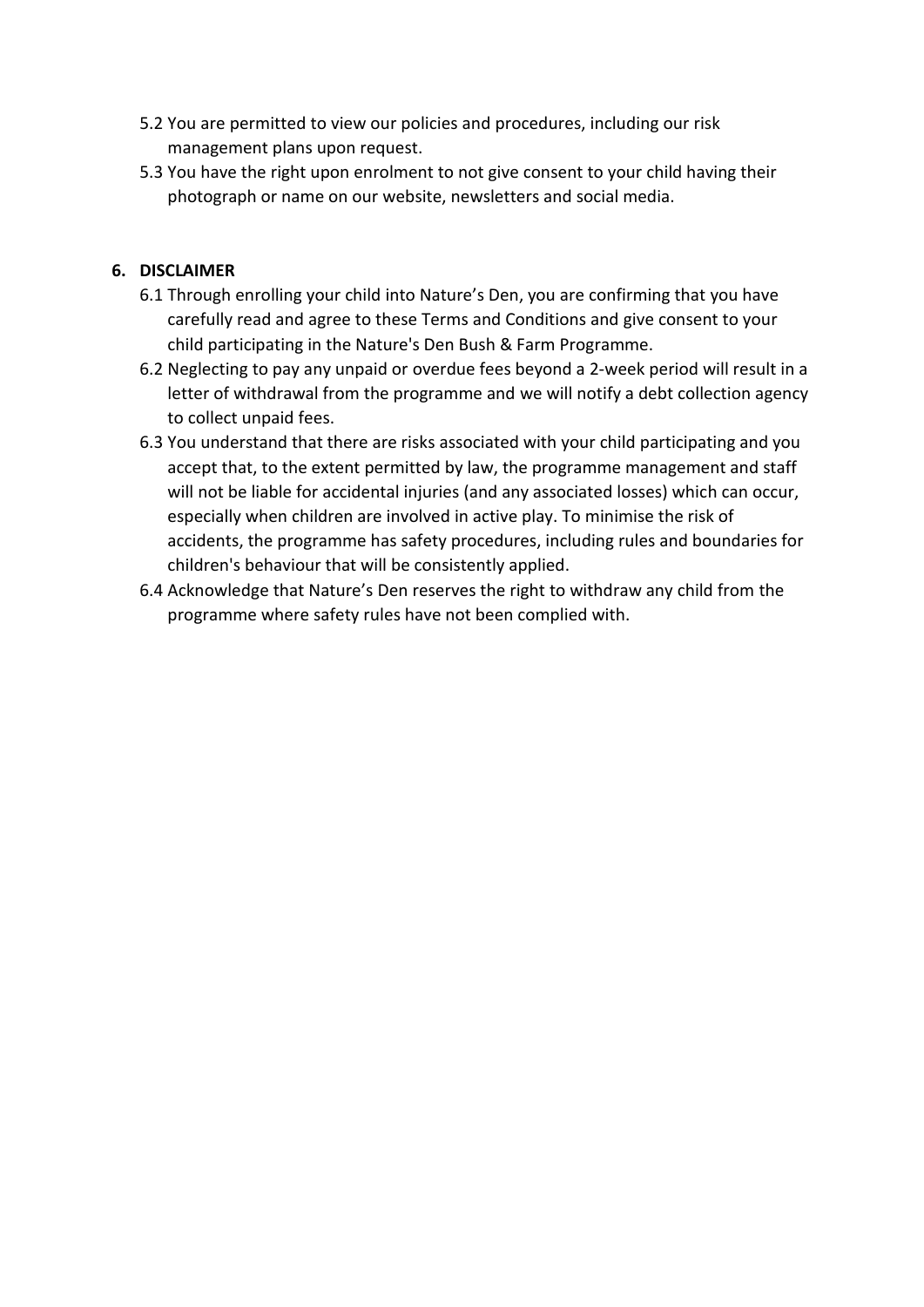5.2 You are permitted to view our policies and procedures, including our risk management plans upon request.

5.3 You have the right upon enrolment to not give consent to your child having their photograph or name on our website, newsletters and social media.

## 6. DISCLAIMER

6.1 Through enrolling your child into Nature's Den, you are confirming that you have carefully read and agree to these Terms and Conditions and give consent to your child participating in the Nature's Den Bush & Farm Programme.

6.2 Neglecting to pay any unpaid or overdue fees beyond a 2-week period will result in a letter of withdrawal from the programme and we will notify a debt collection agency to collect unpaid fees.

6.3 You understand that there are risks associated with your child participating and you accept that, to the extent permitted by law, the programme management and staff will not be liable for accidental injuries (and any associated losses) which can occur, especially when children are involved in active play. To minimise the risk of accidents, the programme has safety procedures, including rules and boundaries for children's behaviour that will be consistently applied.

6.4 Acknowledge that Nature's Den reserves the right to withdraw any child from the programme where safety rules have not been complied with.